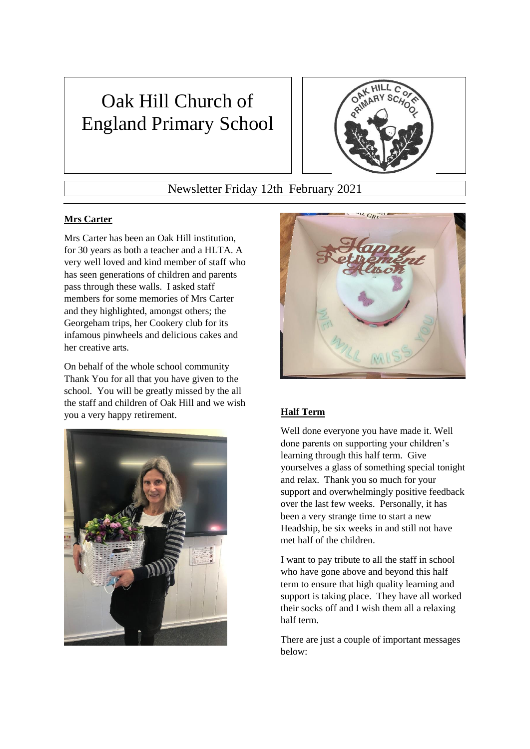# Oak Hill Church of England Primary School

Newsletter Friday 12th February 2021

## Mrs Carter

Mrs Carter has been an Oak Hill institution, for 30 years as both a teacher and a HLTA. A very well loved and kind member of staff who has seen generations of children and parents pass through these walls. I asked staff members for some memories of Mrs Carter and they highlighted, amongst others; the Georgeham trips, her Cookery club for its infamous pinwheels and delicious cakes and her creative arts.

On behalf of the whole school community Thank You for all that you have given to the school. You will be greatly missed by the all the staff and children of Oak Hill and we wish you a very happy retirement.

## Half Term

Well done everyone you have made it. Well done parents on supporting your children's learning through this half term. Give yourselves a glass of something special tonight and relax. Thank you so much for your support and overwhelmingly positive feedback over the last few weeks. Personally, it has been a very strange time to start a new Headship, be six weeks in and still not have met half of the children.

I want to pay tribute to all the staff in school who have gone above and beyond this half term to ensure that high quality learning and support is taking place. They have all worked their socks off and I wish them all a relaxing half term.

There are just a couple of important messages below: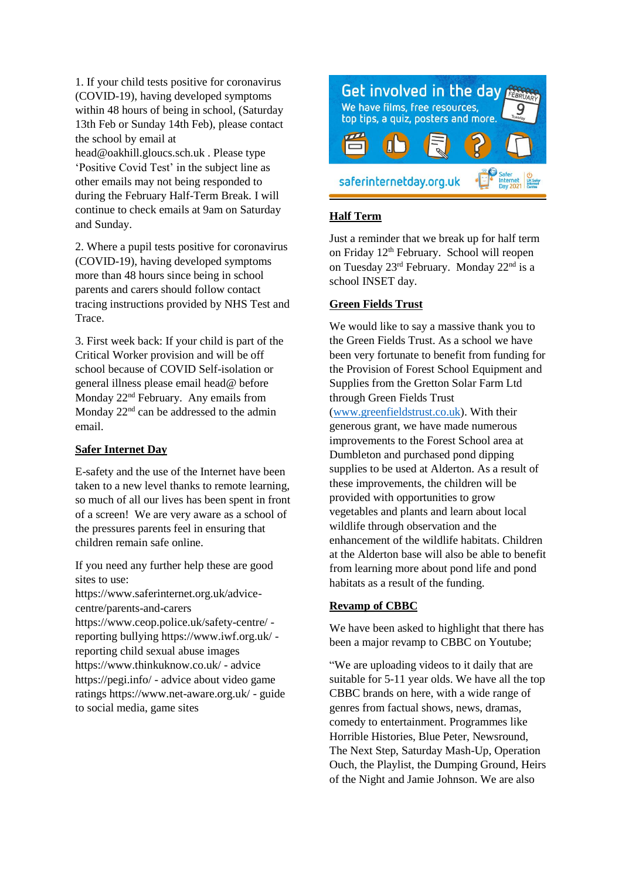1. If your child tests positive for coronavirus (COVID-19), having developed symptoms within 48 hours of being in school, (Saturday 13th Feb or Sunday 14th Feb), please contact the school by email at head@oakhill.gloucs.sch.uk . Please type 'Positive Covid Test' in the subject line as other emails may not being responded to during the February Half-Term Break. I will continue to check emails at 9am on Saturday and Sunday.

2. Where a pupil tests positive for coronavirus (COVID-19), having developed symptoms more than 48 hours since being in school parents and carers should follow contact tracing instructions provided by NHS Test and Trace.

3. First week back: If your child is part of the Critical Worker provision and will be off school because of COVID Self-isolation or general illness please email head@ before Monday 22nd February. Any emails from Monday 22nd can be addressed to the admin email.

## Safer Internet Day

E-safety and the use of the Internet have been taken to a new level thanks to remote learning, so much of all our lives has been spent in front of a screen! We are very aware as a school of the pressures parents feel in ensuring that children remain safe online.

If you need any further help these are good sites to use:
https://www.saferinternet.org.uk/advice-centre/parents-and-carers
https://www.ceop.police.uk/safety-centre/ - reporting bullying https://www.iwf.org.uk/ - reporting child sexual abuse images
https://www.thinkuknow.co.uk/ - advice
https://pegi.info/ - advice about video game ratings https://www.net-aware.org.uk/ - guide to social media, game sites

Get involved in the day
We have films, free resources, top tips, a quiz, posters and more.
saferinternetday.org.uk
FEBRUARY 9 Tuesday
Safer Internet Day 2021

## Half Term

Just a reminder that we break up for half term on Friday 12th February. School will reopen on Tuesday 23rd February. Monday 22nd is a school INSET day.

## Green Fields Trust

We would like to say a massive thank you to the Green Fields Trust. As a school we have been very fortunate to benefit from funding for the Provision of Forest School Equipment and Supplies from the Gretton Solar Farm Ltd through Green Fields Trust (www.greenfieldstrust.co.uk). With their generous grant, we have made numerous improvements to the Forest School area at Dumbleton and purchased pond dipping supplies to be used at Alderton. As a result of these improvements, the children will be provided with opportunities to grow vegetables and plants and learn about local wildlife through observation and the enhancement of the wildlife habitats. Children at the Alderton base will also be able to benefit from learning more about pond life and pond habitats as a result of the funding.

## Revamp of CBBC

We have been asked to highlight that there has been a major revamp to CBBC on Youtube;

"We are uploading videos to it daily that are suitable for 5-11 year olds. We have all the top CBBC brands on here, with a wide range of genres from factual shows, news, dramas, comedy to entertainment. Programmes like Horrible Histories, Blue Peter, Newsround, The Next Step, Saturday Mash-Up, Operation Ouch, the Playlist, the Dumping Ground, Heirs of the Night and Jamie Johnson. We are also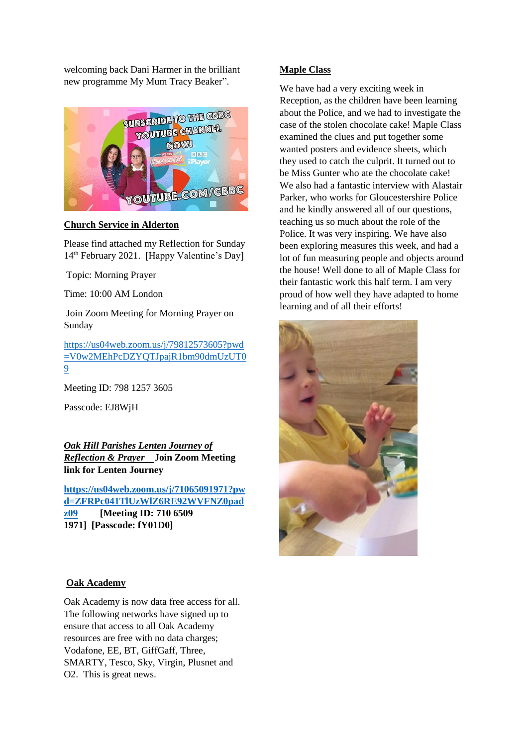welcoming back Dani Harmer in the brilliant new programme My Mum Tracy Beaker".

**Church Service in Alderton**

Please find attached my Reflection for Sunday 14th February 2021. [Happy Valentine's Day]

Topic: Morning Prayer

Time: 10:00 AM London

Join Zoom Meeting for Morning Prayer on Sunday

https://us04web.zoom.us/j/79812573605?pwd=V0w2MEhPcDZYQTJpajR1bm90dmUzUT09

Meeting ID: 798 1257 3605

Passcode: EJ8WjH

***Oak Hill Parishes Lenten Journey of Reflection & Prayer*** **Join Zoom Meeting link for Lenten Journey**

**https://us04web.zoom.us/j/71065091971?pwd=ZFRPc041TlUzWlZ6RE92WVFNZ0padz09** **[Meeting ID: 710 6509 1971] [Passcode: fY01D0]**

**Oak Academy**

Oak Academy is now data free access for all. The following networks have signed up to ensure that access to all Oak Academy resources are free with no data charges; Vodafone, EE, BT, GiffGaff, Three, SMARTY, Tesco, Sky, Virgin, Plusnet and O2. This is great news.

**Maple Class**

We have had a very exciting week in Reception, as the children have been learning about the Police, and we had to investigate the case of the stolen chocolate cake! Maple Class examined the clues and put together some wanted posters and evidence sheets, which they used to catch the culprit. It turned out to be Miss Gunter who ate the chocolate cake! We also had a fantastic interview with Alastair Parker, who works for Gloucestershire Police and he kindly answered all of our questions, teaching us so much about the role of the Police. It was very inspiring. We have also been exploring measures this week, and had a lot of fun measuring people and objects around the house! Well done to all of Maple Class for their fantastic work this half term. I am very proud of how well they have adapted to home learning and of all their efforts!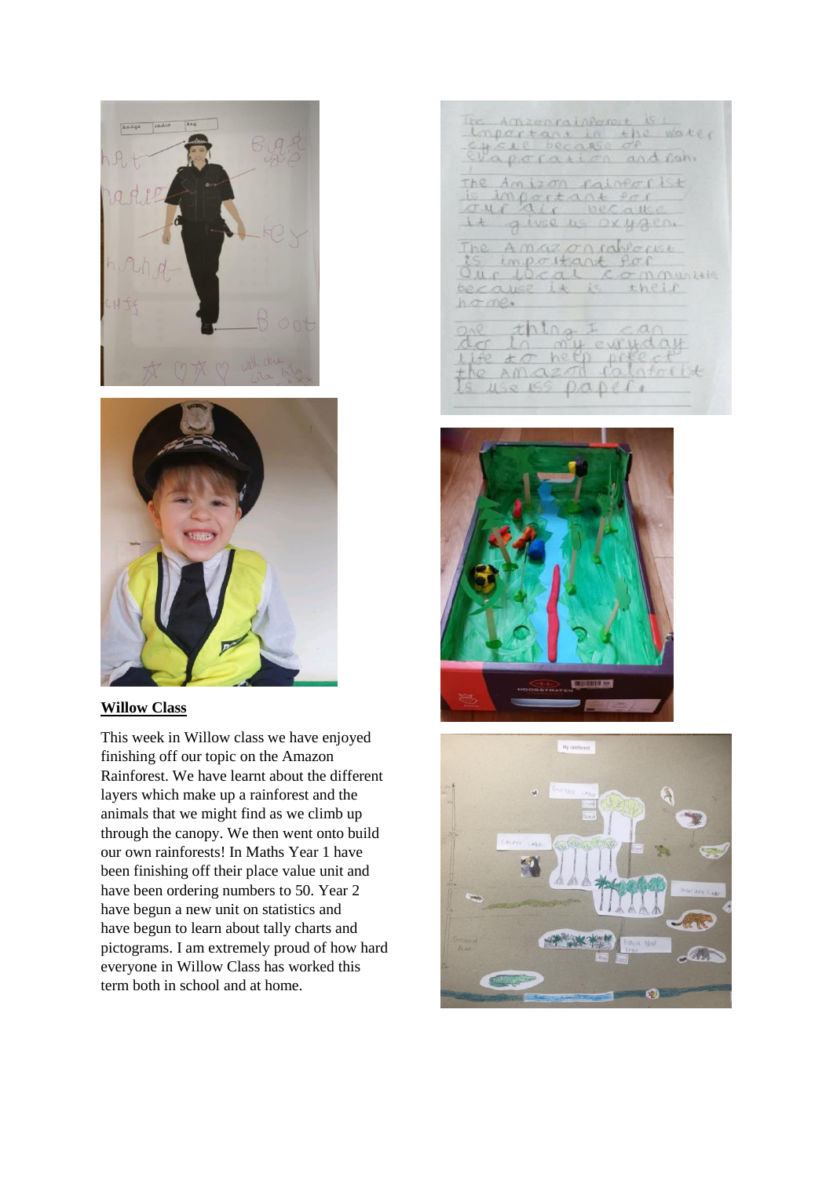## Willow Class

This week in Willow class we have enjoyed finishing off our topic on the Amazon Rainforest. We have learnt about the different layers which make up a rainforest and the animals that we might find as we climb up through the canopy. We then went onto build our own rainforests! In Maths Year 1 have been finishing off their place value unit and have been ordering numbers to 50. Year 2 have begun a new unit on statistics and have begun to learn about tally charts and pictograms. I am extremely proud of how hard everyone in Willow Class has worked this term both in school and at home.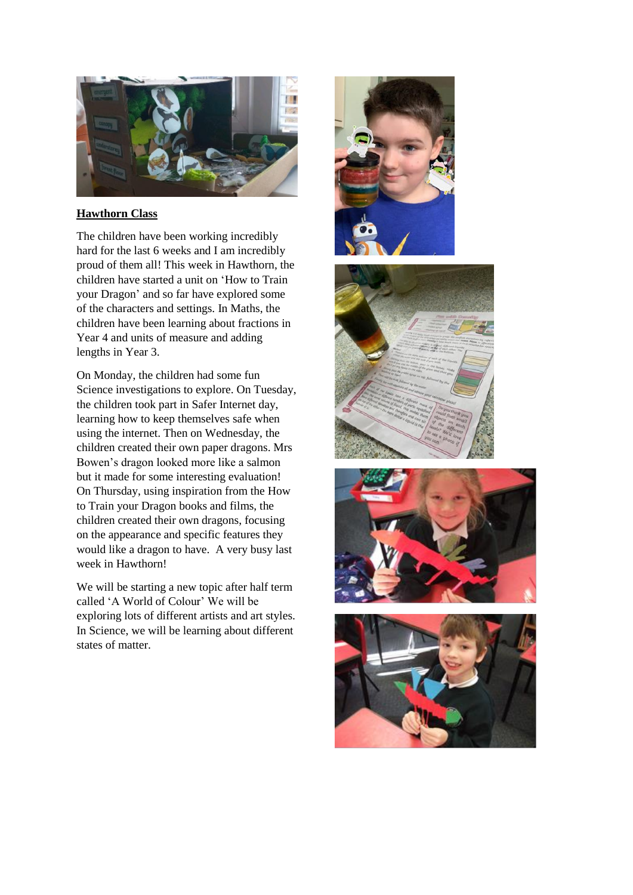## Hawthorn Class

The children have been working incredibly hard for the last 6 weeks and I am incredibly proud of them all! This week in Hawthorn, the children have started a unit on 'How to Train your Dragon' and so far have explored some of the characters and settings. In Maths, the children have been learning about fractions in Year 4 and units of measure and adding lengths in Year 3.

On Monday, the children had some fun Science investigations to explore. On Tuesday, the children took part in Safer Internet day, learning how to keep themselves safe when using the internet. Then on Wednesday, the children created their own paper dragons. Mrs Bowen's dragon looked more like a salmon but it made for some interesting evaluation! On Thursday, using inspiration from the How to Train your Dragon books and films, the children created their own dragons, focusing on the appearance and specific features they would like a dragon to have. A very busy last week in Hawthorn!

We will be starting a new topic after half term called 'A World of Colour' We will be exploring lots of different artists and art styles. In Science, we will be learning about different states of matter.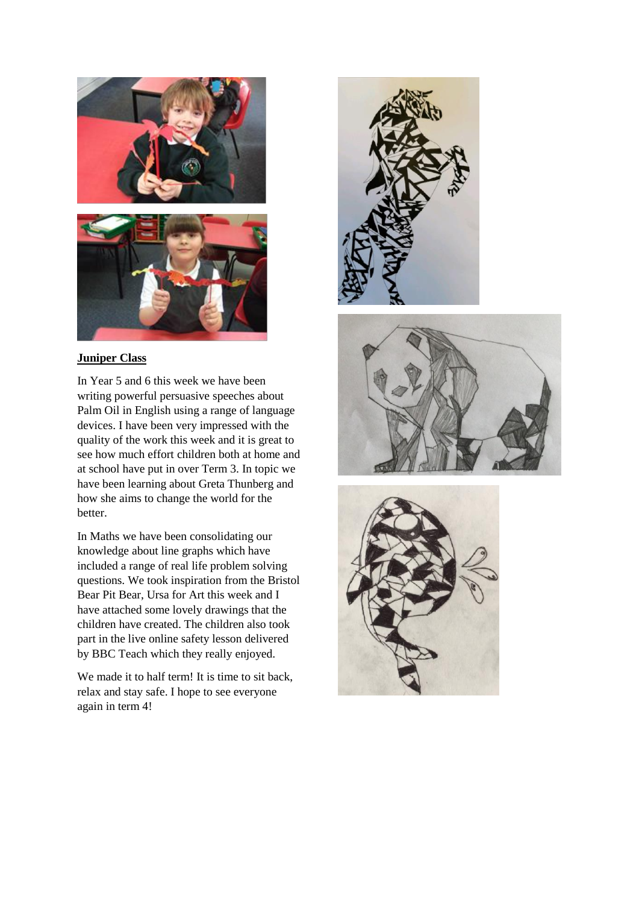**Juniper Class**

In Year 5 and 6 this week we have been writing powerful persuasive speeches about Palm Oil in English using a range of language devices. I have been very impressed with the quality of the work this week and it is great to see how much effort children both at home and at school have put in over Term 3. In topic we have been learning about Greta Thunberg and how she aims to change the world for the better.

In Maths we have been consolidating our knowledge about line graphs which have included a range of real life problem solving questions. We took inspiration from the Bristol Bear Pit Bear, Ursa for Art this week and I have attached some lovely drawings that the children have created. The children also took part in the live online safety lesson delivered by BBC Teach which they really enjoyed.

We made it to half term! It is time to sit back, relax and stay safe. I hope to see everyone again in term 4!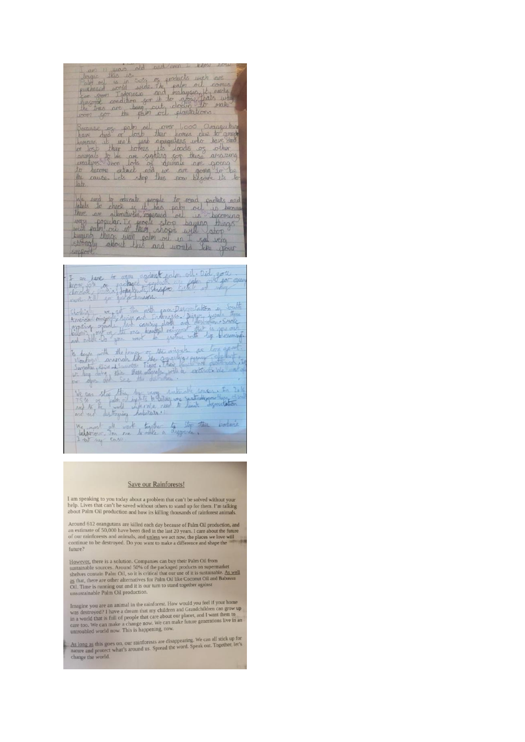I am 11 years old and even I know how tragic this is. Palm oil is in 50% of products which are purchased world wide. The palm oil comes from Indonesia and Malaysia, it needs tropical condition for it to grow, thats why the trees are being cut down to make room for the palm oil plantations.

Because of palm oil over 1,000 Orangutans have died or lost their homes due to greedy humans it isn't just orangutans who have died or lost their homes its loads of other animals to. We are fighting for these amazing creatures. Soon lots of animals are going to become extinct and we are going to be the cause. Lets stop this now before its to late.

We need to educate people to read packets and labels to check if it has palm oil in because there are alternatives, rapeseed oil is becoming very popular. If people stop buying things with palm oil in their shops will stop buying things with palm oil in. I feel very strongly about this and would like your support.

---

I am here to argue against palm oil. Did you know 50% of packaged products use palm oil for everyday chocolate, cosmetics, toothpaste, shampoo ... and all for just for ...

Shockingly, we at the ... pace. Deforestation in South America, especially Asia and Indonesia. Diggers invade these animals' habitats causing death and destruction. Smoke billows out of the once beautiful rainforest that is now ash and rubble. Do you want to continue with this blossoming?

To begin with the homes of the animals are torn apart. Monkeys, animals like the orangutan, pygmy elephant, Sumatran Rhino and Sumatran Tiger. Their habitats are destroyed. If we keep doing this these animals will be extinct. We must open our eyes and see the destruction.

We can stop this by using sustainable sources. In 2018 75% of palm oil imports to Britain was sustainable ... around the world. We need to limit deforestation and end destroying habitats.

We must all work together to stop this barbaric behaviour. Join me to make a difference. I rest my case.

---

## Save our Rainforests!

I am speaking to you today about a problem that can't be solved without your help. Lives that can't be saved without others to stand up for them. I'm talking about Palm Oil production and how its killing thousands of rainforest animals.

Around 612 orangutans are killed each day because of Palm Oil production, and an estimate of 50,000 have been died in the last 20 years. I care about the future of our rainforests and animals, and unless we act now, the places we love will continue to be destroyed. Do you want to make a difference and shape the future?

However, there is a solution. Companies can buy their Palm Oil from sustainable sources. Around 50% of the packaged products on supermarket shelves contain Palm Oil, so it is critical that our use of it is sustainable. As well as that, there are other alternatives for Palm Oil like Coconut Oil and Babassu Oil. Time is running out and it is our turn to stand together against unsustainable Palm Oil production.

Imagine you are an animal in the rainforest. How would you feel if your home was destroyed? I have a dream that my children and Grandchildren can grow up in a world that is full of people that care about our planet, and I want them to care too. We can make a change now. We can make future generations live in an untroubled world now. This is happening, now.

As long as this goes on, our rainforests are disappearing. We can all stick up for nature and protect what's around us. Spread the word. Speak out. Together, let's change the world.